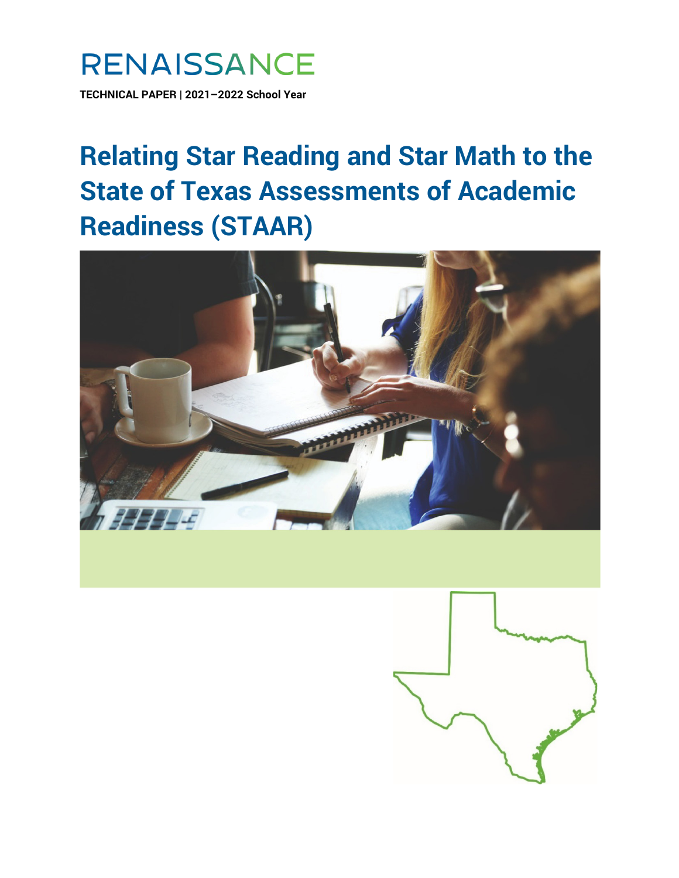RENAISSANCE

**TECHNICAL PAPER | 2021–2022 School Year**

# Relating Star Reading and Star Math to the State of Texas Assessments of Academic Readiness (STAAR)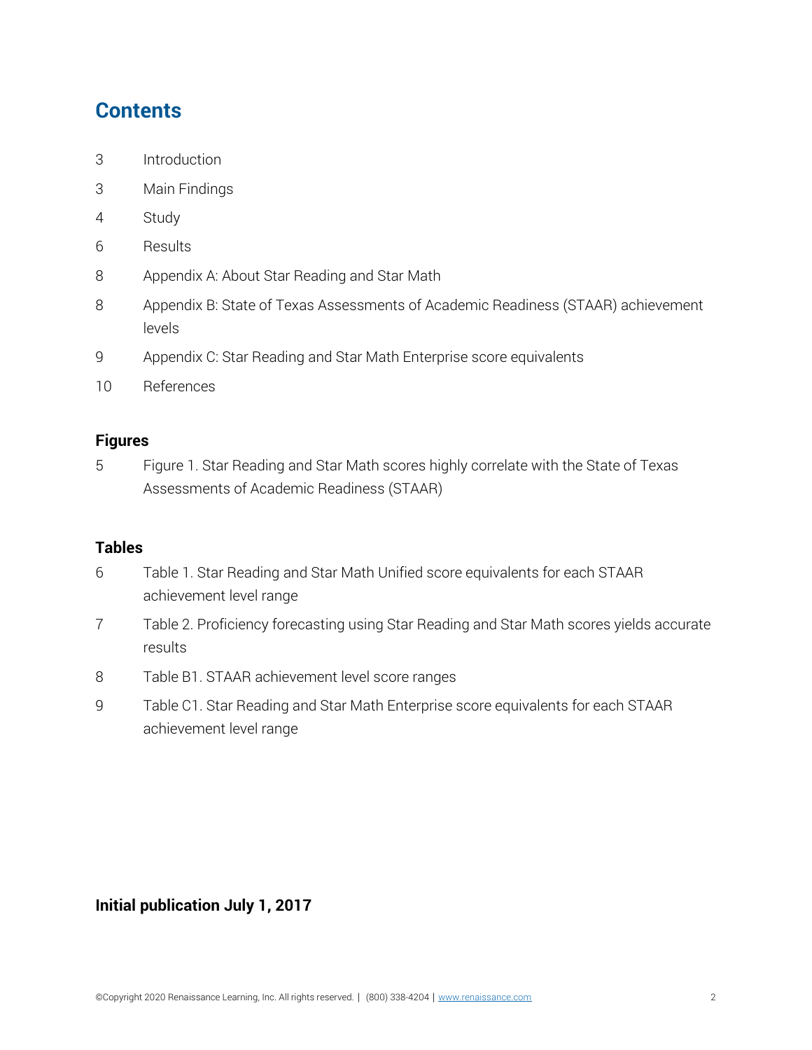## Contents

3 Introduction

3 Main Findings

4 Study

6 Results

8 Appendix A: About Star Reading and Star Math

8 Appendix B: State of Texas Assessments of Academic Readiness (STAAR) achievement levels

9 Appendix C: Star Reading and Star Math Enterprise score equivalents

10 References

### Figures

5 Figure 1. Star Reading and Star Math scores highly correlate with the State of Texas Assessments of Academic Readiness (STAAR)

### Tables

6 Table 1. Star Reading and Star Math Unified score equivalents for each STAAR achievement level range

7 Table 2. Proficiency forecasting using Star Reading and Star Math scores yields accurate results

8 Table B1. STAAR achievement level score ranges

9 Table C1. Star Reading and Star Math Enterprise score equivalents for each STAAR achievement level range

**Initial publication July 1, 2017**

©Copyright 2020 Renaissance Learning, Inc. All rights reserved. | (800) 338-4204 | www.renaissance.com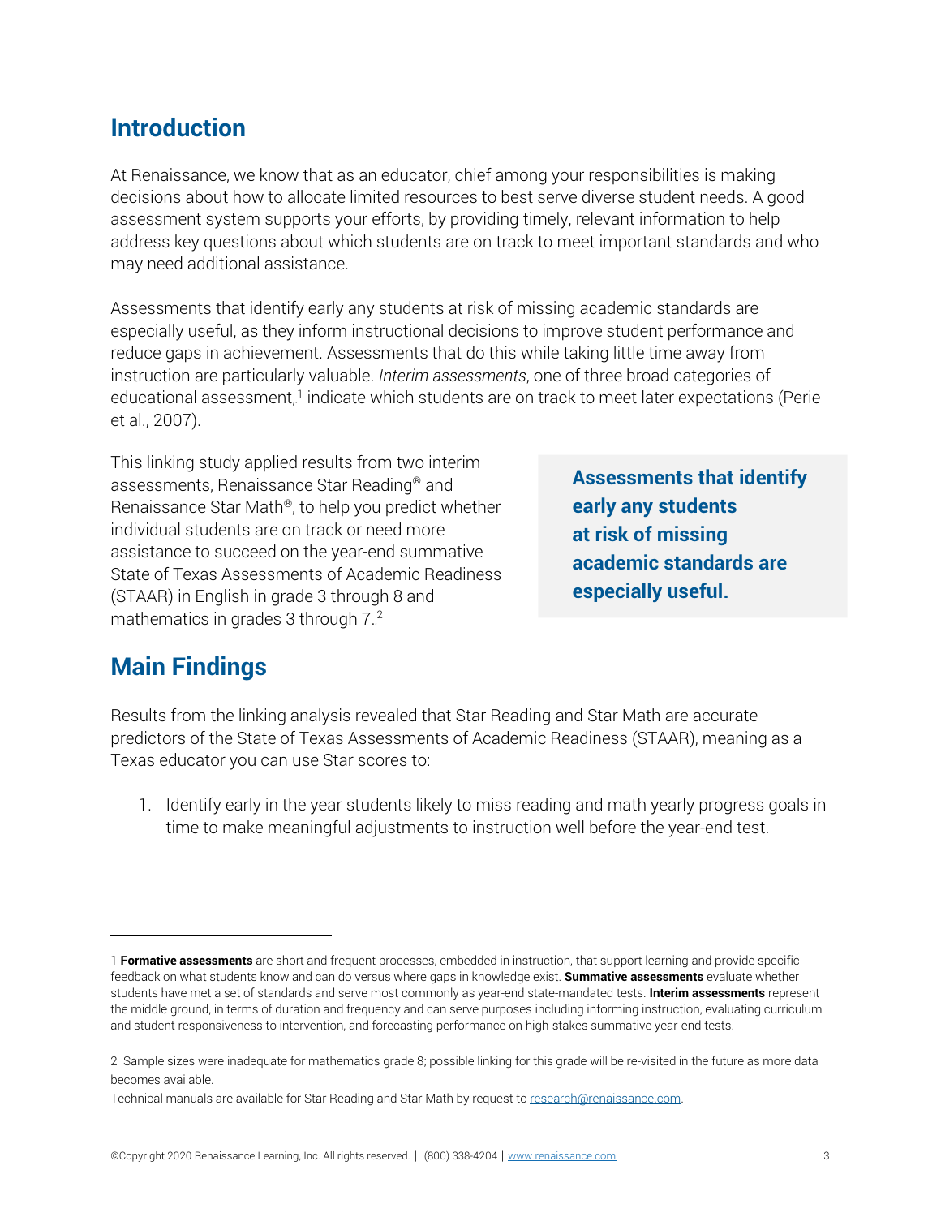## Introduction

At Renaissance, we know that as an educator, chief among your responsibilities is making decisions about how to allocate limited resources to best serve diverse student needs. A good assessment system supports your efforts, by providing timely, relevant information to help address key questions about which students are on track to meet important standards and who may need additional assistance.

Assessments that identify early any students at risk of missing academic standards are especially useful, as they inform instructional decisions to improve student performance and reduce gaps in achievement. Assessments that do this while taking little time away from instruction are particularly valuable. *Interim assessments*, one of three broad categories of educational assessment,[1] indicate which students are on track to meet later expectations (Perie et al., 2007).

This linking study applied results from two interim assessments, Renaissance Star Reading® and Renaissance Star Math®, to help you predict whether individual students are on track or need more assistance to succeed on the year-end summative State of Texas Assessments of Academic Readiness (STAAR) in English in grade 3 through 8 and mathematics in grades 3 through 7.[2]

**Assessments that identify early any students at risk of missing academic standards are especially useful.**

## Main Findings

Results from the linking analysis revealed that Star Reading and Star Math are accurate predictors of the State of Texas Assessments of Academic Readiness (STAAR), meaning as a Texas educator you can use Star scores to:

1. Identify early in the year students likely to miss reading and math yearly progress goals in time to make meaningful adjustments to instruction well before the year-end test.

---

1 **Formative assessments** are short and frequent processes, embedded in instruction, that support learning and provide specific feedback on what students know and can do versus where gaps in knowledge exist. **Summative assessments** evaluate whether students have met a set of standards and serve most commonly as year-end state-mandated tests. **Interim assessments** represent the middle ground, in terms of duration and frequency and can serve purposes including informing instruction, evaluating curriculum and student responsiveness to intervention, and forecasting performance on high-stakes summative year-end tests.

2 Sample sizes were inadequate for mathematics grade 8; possible linking for this grade will be re-visited in the future as more data becomes available.

Technical manuals are available for Star Reading and Star Math by request to research@renaissance.com.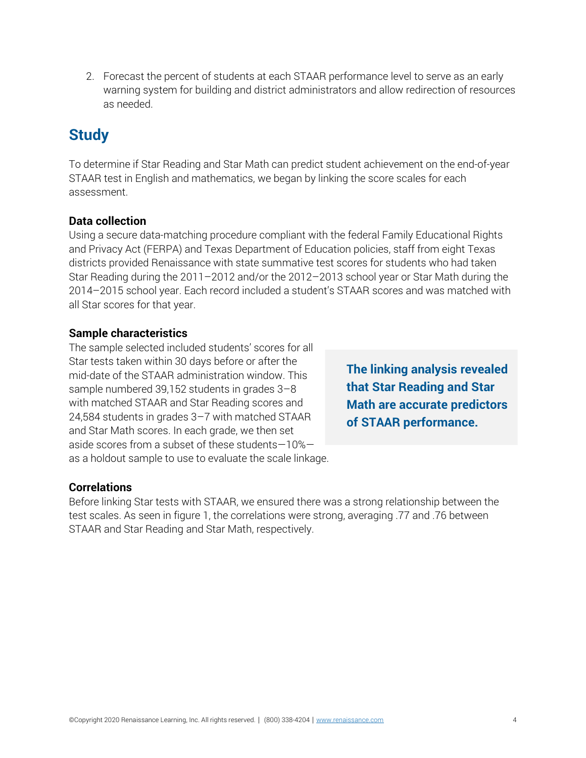2. Forecast the percent of students at each STAAR performance level to serve as an early warning system for building and district administrators and allow redirection of resources as needed.

## Study

To determine if Star Reading and Star Math can predict student achievement on the end-of-year STAAR test in English and mathematics, we began by linking the score scales for each assessment.

### Data collection

Using a secure data-matching procedure compliant with the federal Family Educational Rights and Privacy Act (FERPA) and Texas Department of Education policies, staff from eight Texas districts provided Renaissance with state summative test scores for students who had taken Star Reading during the 2011–2012 and/or the 2012–2013 school year or Star Math during the 2014–2015 school year. Each record included a student's STAAR scores and was matched with all Star scores for that year.

### Sample characteristics

The sample selected included students' scores for all Star tests taken within 30 days before or after the mid-date of the STAAR administration window. This sample numbered 39,152 students in grades 3–8 with matched STAAR and Star Reading scores and 24,584 students in grades 3–7 with matched STAAR and Star Math scores. In each grade, we then set aside scores from a subset of these students—10%—as a holdout sample to use to evaluate the scale linkage.

> **The linking analysis revealed that Star Reading and Star Math are accurate predictors of STAAR performance.**

### Correlations

Before linking Star tests with STAAR, we ensured there was a strong relationship between the test scales. As seen in figure 1, the correlations were strong, averaging .77 and .76 between STAAR and Star Reading and Star Math, respectively.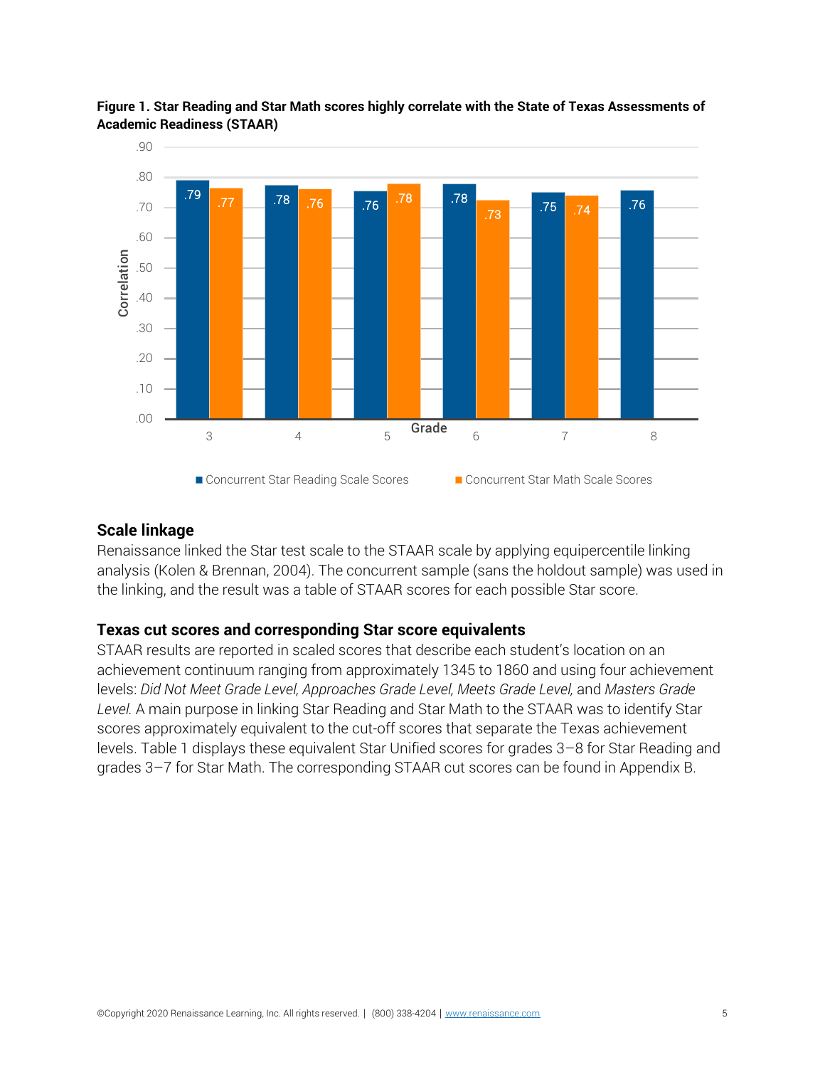**Figure 1. Star Reading and Star Math scores highly correlate with the State of Texas Assessments of Academic Readiness (STAAR)**

| Grade | Concurrent Star Reading Scale Scores | Concurrent Star Math Scale Scores |
|---|---|---|
| 3 | .79 | .77 |
| 4 | .78 | .76 |
| 5 | .76 | .78 |
| 6 | .78 | .73 |
| 7 | .75 | .74 |
| 8 | .76 | |

## Scale linkage

Renaissance linked the Star test scale to the STAAR scale by applying equipercentile linking analysis (Kolen & Brennan, 2004). The concurrent sample (sans the holdout sample) was used in the linking, and the result was a table of STAAR scores for each possible Star score.

## Texas cut scores and corresponding Star score equivalents

STAAR results are reported in scaled scores that describe each student's location on an achievement continuum ranging from approximately 1345 to 1860 and using four achievement levels: *Did Not Meet Grade Level, Approaches Grade Level, Meets Grade Level,* and *Masters Grade Level.* A main purpose in linking Star Reading and Star Math to the STAAR was to identify Star scores approximately equivalent to the cut-off scores that separate the Texas achievement levels. Table 1 displays these equivalent Star Unified scores for grades 3–8 for Star Reading and grades 3–7 for Star Math. The corresponding STAAR cut scores can be found in Appendix B.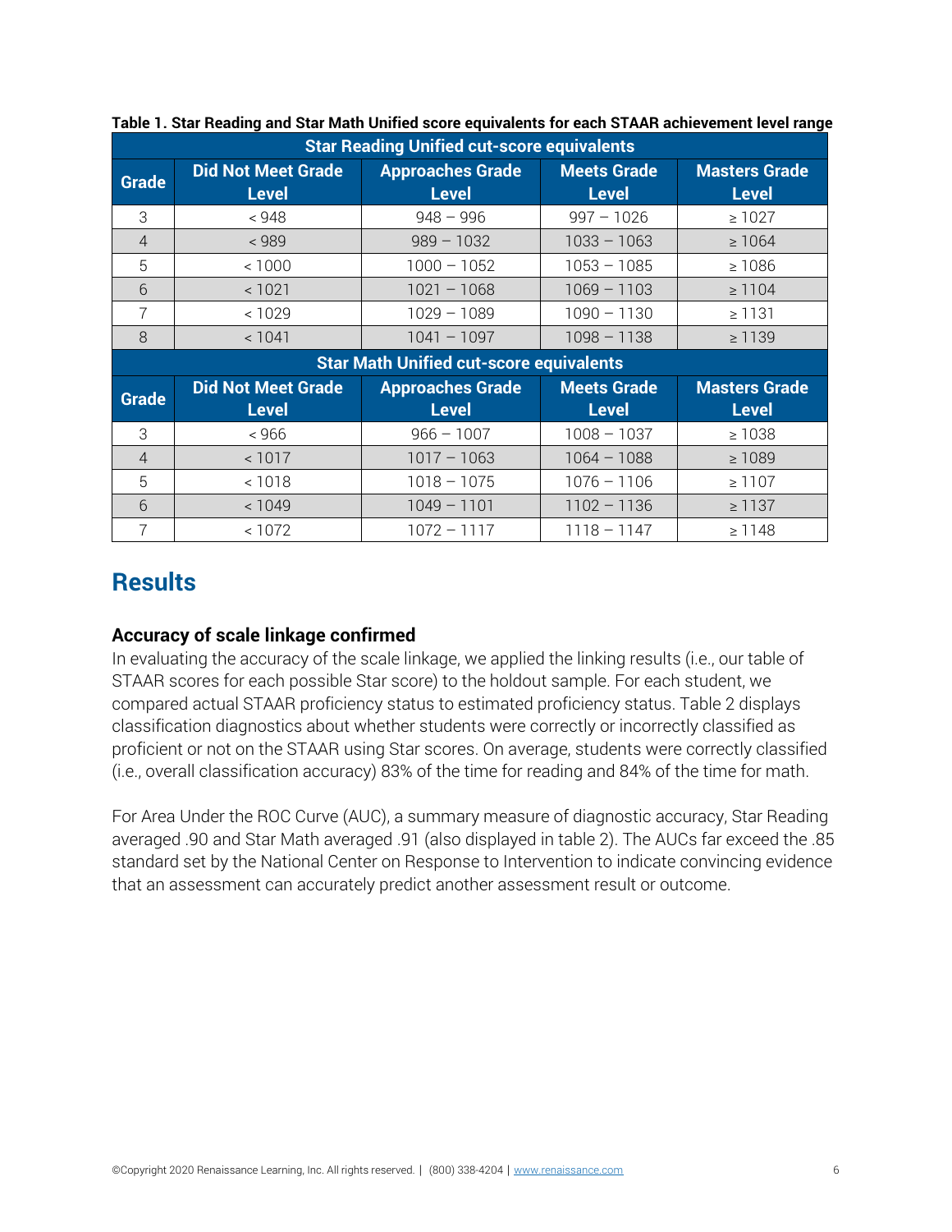**Table 1. Star Reading and Star Math Unified score equivalents for each STAAR achievement level range**

| Star Reading Unified cut-score equivalents | | | | |
|---|---|---|---|---|
| **Grade** | **Did Not Meet Grade Level** | **Approaches Grade Level** | **Meets Grade Level** | **Masters Grade Level** |
| 3 | < 948 | 948 – 996 | 997 – 1026 | ≥ 1027 |
| 4 | < 989 | 989 – 1032 | 1033 – 1063 | ≥ 1064 |
| 5 | < 1000 | 1000 – 1052 | 1053 – 1085 | ≥ 1086 |
| 6 | < 1021 | 1021 – 1068 | 1069 – 1103 | ≥ 1104 |
| 7 | < 1029 | 1029 – 1089 | 1090 – 1130 | ≥ 1131 |
| 8 | < 1041 | 1041 – 1097 | 1098 – 1138 | ≥ 1139 |
| **Star Math Unified cut-score equivalents** | | | | |
| **Grade** | **Did Not Meet Grade Level** | **Approaches Grade Level** | **Meets Grade Level** | **Masters Grade Level** |
| 3 | < 966 | 966 – 1007 | 1008 – 1037 | ≥ 1038 |
| 4 | < 1017 | 1017 – 1063 | 1064 – 1088 | ≥ 1089 |
| 5 | < 1018 | 1018 – 1075 | 1076 – 1106 | ≥ 1107 |
| 6 | < 1049 | 1049 – 1101 | 1102 – 1136 | ≥ 1137 |
| 7 | < 1072 | 1072 – 1117 | 1118 – 1147 | ≥ 1148 |

## Results

### Accuracy of scale linkage confirmed

In evaluating the accuracy of the scale linkage, we applied the linking results (i.e., our table of STAAR scores for each possible Star score) to the holdout sample. For each student, we compared actual STAAR proficiency status to estimated proficiency status. Table 2 displays classification diagnostics about whether students were correctly or incorrectly classified as proficient or not on the STAAR using Star scores. On average, students were correctly classified (i.e., overall classification accuracy) 83% of the time for reading and 84% of the time for math.

For Area Under the ROC Curve (AUC), a summary measure of diagnostic accuracy, Star Reading averaged .90 and Star Math averaged .91 (also displayed in table 2). The AUCs far exceed the .85 standard set by the National Center on Response to Intervention to indicate convincing evidence that an assessment can accurately predict another assessment result or outcome.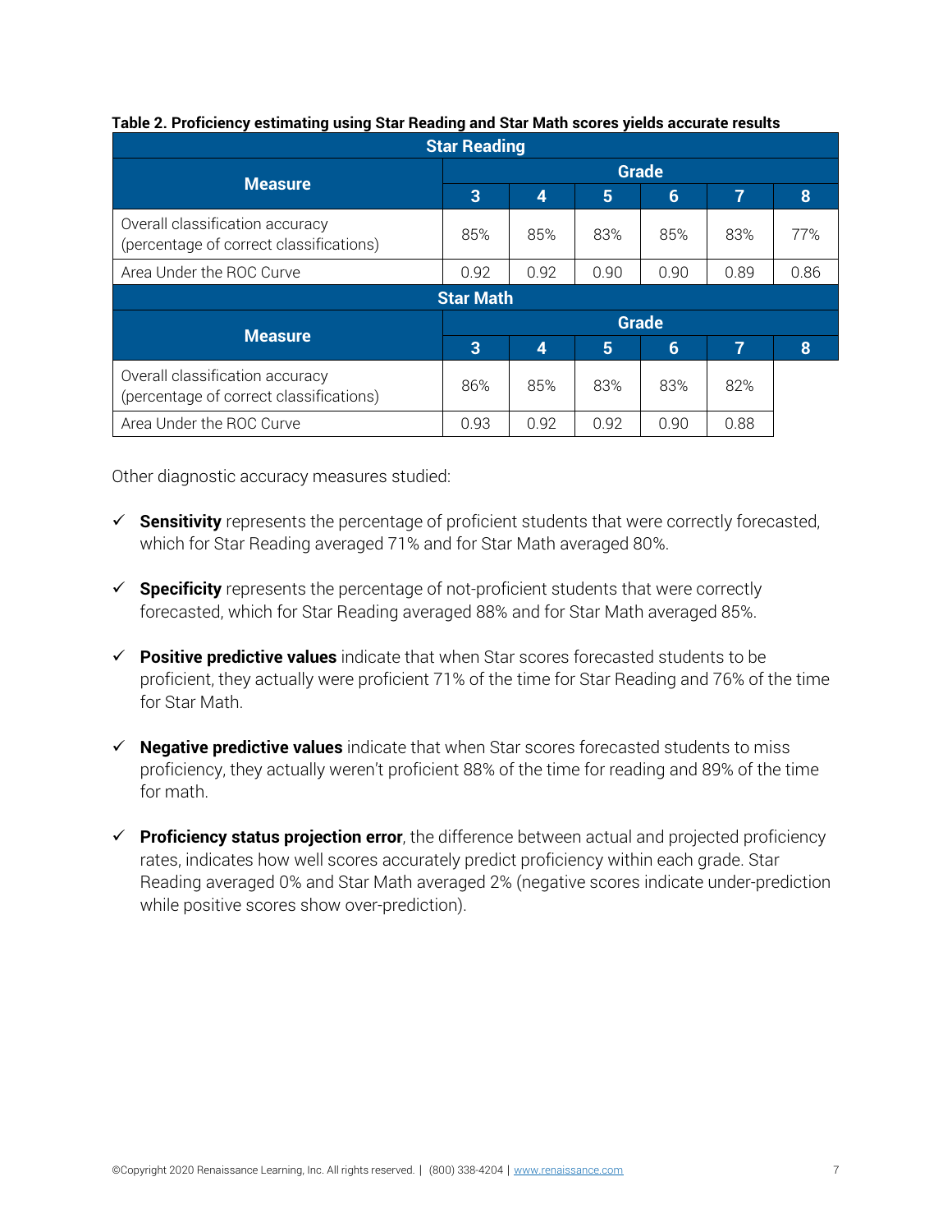**Table 2. Proficiency estimating using Star Reading and Star Math scores yields accurate results**

| Star Reading | | | | | | |
|---|---|---|---|---|---|---|
| Measure | Grade | | | | | |
| | 3 | 4 | 5 | 6 | 7 | 8 |
| Overall classification accuracy (percentage of correct classifications) | 85% | 85% | 83% | 85% | 83% | 77% |
| Area Under the ROC Curve | 0.92 | 0.92 | 0.90 | 0.90 | 0.89 | 0.86 |
| **Star Math** | | | | | | |
| Measure | Grade | | | | | |
| | 3 | 4 | 5 | 6 | 7 | 8 |
| Overall classification accuracy (percentage of correct classifications) | 86% | 85% | 83% | 83% | 82% | |
| Area Under the ROC Curve | 0.93 | 0.92 | 0.92 | 0.90 | 0.88 | |

Other diagnostic accuracy measures studied:

- ✓ **Sensitivity** represents the percentage of proficient students that were correctly forecasted, which for Star Reading averaged 71% and for Star Math averaged 80%.

- ✓ **Specificity** represents the percentage of not-proficient students that were correctly forecasted, which for Star Reading averaged 88% and for Star Math averaged 85%.

- ✓ **Positive predictive values** indicate that when Star scores forecasted students to be proficient, they actually were proficient 71% of the time for Star Reading and 76% of the time for Star Math.

- ✓ **Negative predictive values** indicate that when Star scores forecasted students to miss proficiency, they actually weren't proficient 88% of the time for reading and 89% of the time for math.

- ✓ **Proficiency status projection error**, the difference between actual and projected proficiency rates, indicates how well scores accurately predict proficiency within each grade. Star Reading averaged 0% and Star Math averaged 2% (negative scores indicate under-prediction while positive scores show over-prediction).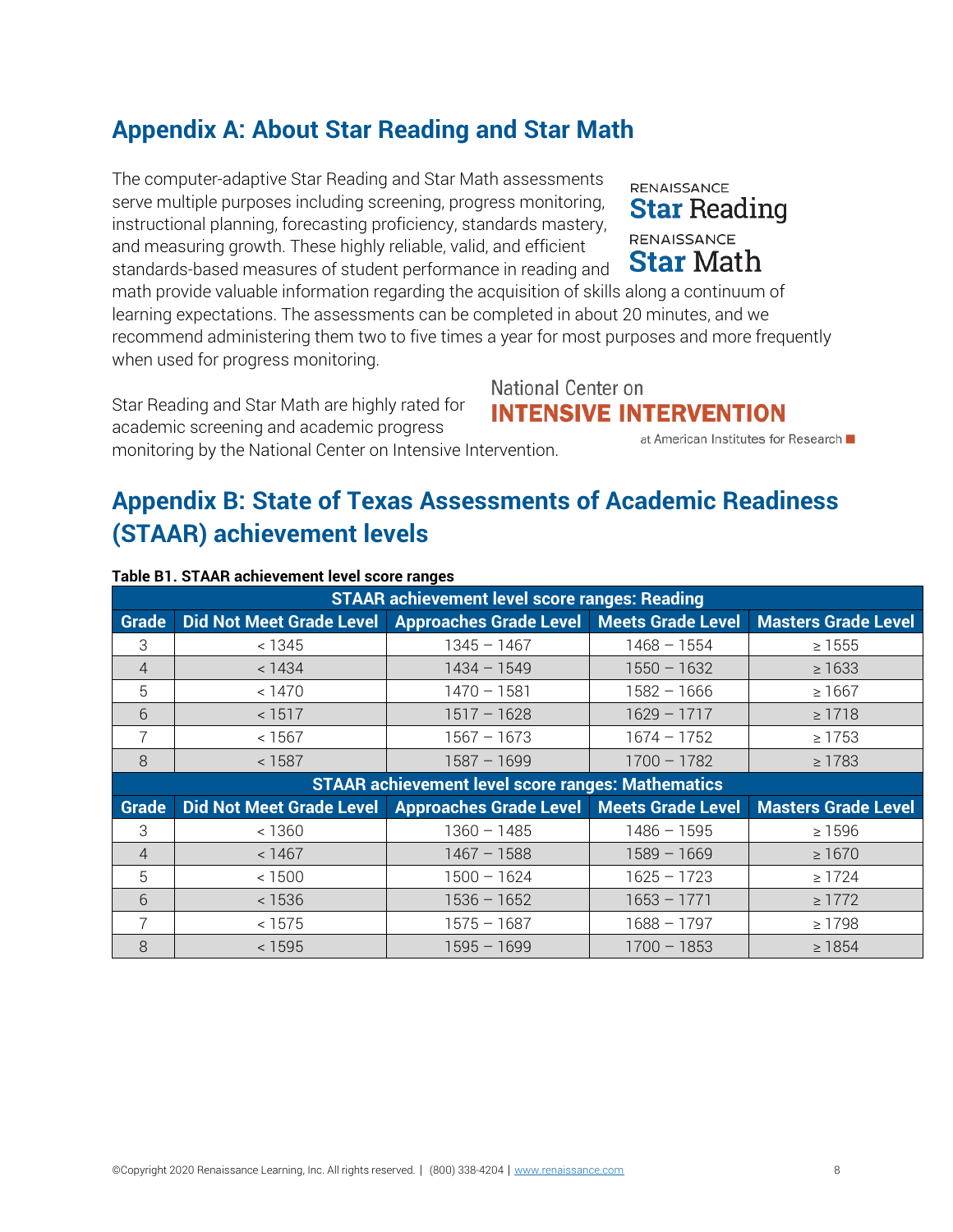## Appendix A: About Star Reading and Star Math

The computer-adaptive Star Reading and Star Math assessments serve multiple purposes including screening, progress monitoring, instructional planning, forecasting proficiency, standards mastery, and measuring growth. These highly reliable, valid, and efficient standards-based measures of student performance in reading and math provide valuable information regarding the acquisition of skills along a continuum of learning expectations. The assessments can be completed in about 20 minutes, and we recommend administering them two to five times a year for most purposes and more frequently when used for progress monitoring.

RENAISSANCE Star Reading

RENAISSANCE Star Math

Star Reading and Star Math are highly rated for academic screening and academic progress monitoring by the National Center on Intensive Intervention.

National Center on INTENSIVE INTERVENTION at American Institutes for Research

## Appendix B: State of Texas Assessments of Academic Readiness (STAAR) achievement levels

**Table B1. STAAR achievement level score ranges**

| STAAR achievement level score ranges: Reading | | | | |
|---|---|---|---|---|
| **Grade** | **Did Not Meet Grade Level** | **Approaches Grade Level** | **Meets Grade Level** | **Masters Grade Level** |
| 3 | < 1345 | 1345 – 1467 | 1468 – 1554 | ≥ 1555 |
| 4 | < 1434 | 1434 – 1549 | 1550 – 1632 | ≥ 1633 |
| 5 | < 1470 | 1470 – 1581 | 1582 – 1666 | ≥ 1667 |
| 6 | < 1517 | 1517 – 1628 | 1629 – 1717 | ≥ 1718 |
| 7 | < 1567 | 1567 – 1673 | 1674 – 1752 | ≥ 1753 |
| 8 | < 1587 | 1587 – 1699 | 1700 – 1782 | ≥ 1783 |
| **STAAR achievement level score ranges: Mathematics** | | | | |
| **Grade** | **Did Not Meet Grade Level** | **Approaches Grade Level** | **Meets Grade Level** | **Masters Grade Level** |
| 3 | < 1360 | 1360 – 1485 | 1486 – 1595 | ≥ 1596 |
| 4 | < 1467 | 1467 – 1588 | 1589 – 1669 | ≥ 1670 |
| 5 | < 1500 | 1500 – 1624 | 1625 – 1723 | ≥ 1724 |
| 6 | < 1536 | 1536 – 1652 | 1653 – 1771 | ≥ 1772 |
| 7 | < 1575 | 1575 – 1687 | 1688 – 1797 | ≥ 1798 |
| 8 | < 1595 | 1595 – 1699 | 1700 – 1853 | ≥ 1854 |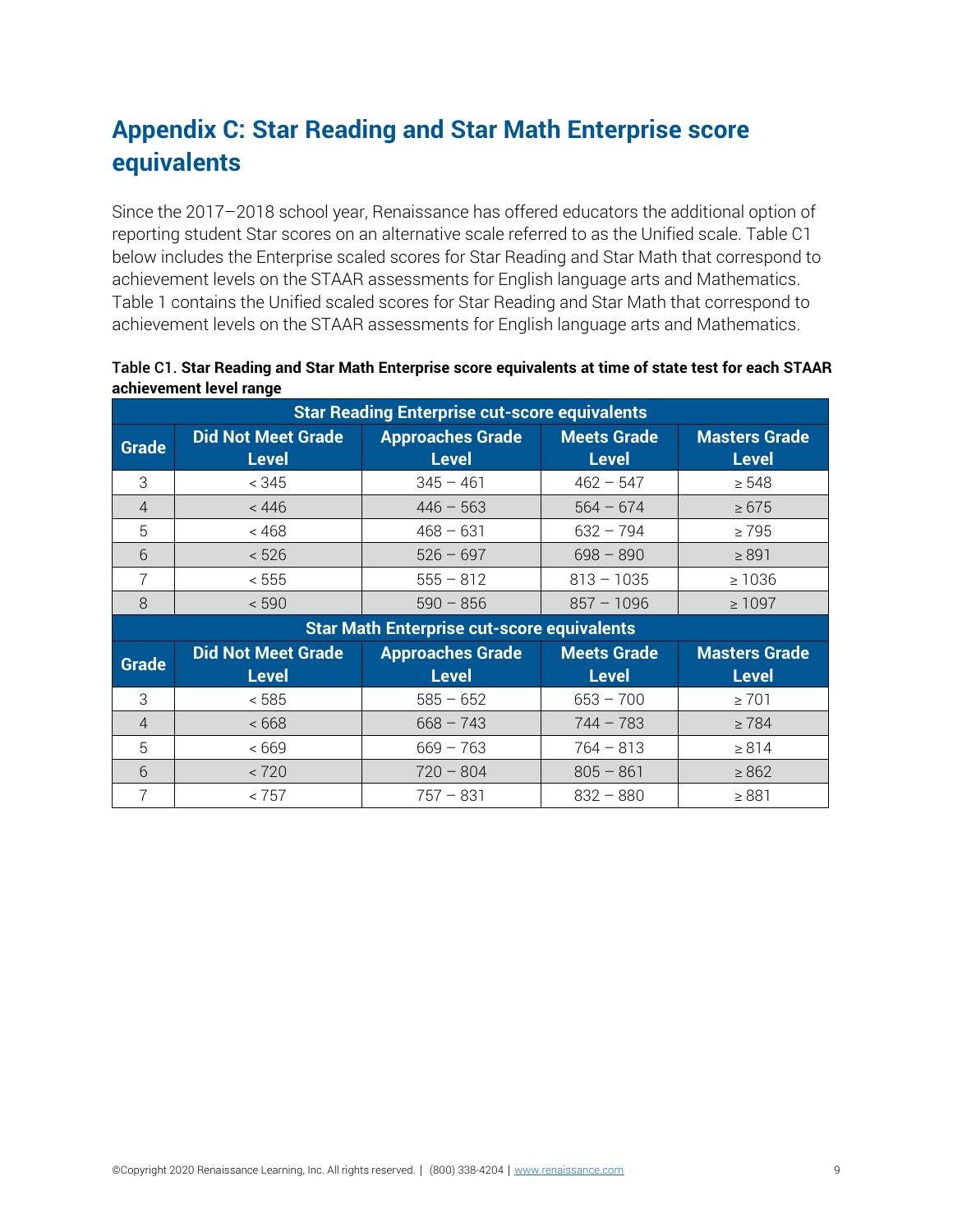## Appendix C: Star Reading and Star Math Enterprise score equivalents

Since the 2017–2018 school year, Renaissance has offered educators the additional option of reporting student Star scores on an alternative scale referred to as the Unified scale. Table C1 below includes the Enterprise scaled scores for Star Reading and Star Math that correspond to achievement levels on the STAAR assessments for English language arts and Mathematics. Table 1 contains the Unified scaled scores for Star Reading and Star Math that correspond to achievement levels on the STAAR assessments for English language arts and Mathematics.

**Table C1. Star Reading and Star Math Enterprise score equivalents at time of state test for each STAAR achievement level range**

| Star Reading Enterprise cut-score equivalents | | | | |
|---|---|---|---|---|
| **Grade** | **Did Not Meet Grade Level** | **Approaches Grade Level** | **Meets Grade Level** | **Masters Grade Level** |
| 3 | < 345 | 345 – 461 | 462 – 547 | ≥ 548 |
| 4 | < 446 | 446 – 563 | 564 – 674 | ≥ 675 |
| 5 | < 468 | 468 – 631 | 632 – 794 | ≥ 795 |
| 6 | < 526 | 526 – 697 | 698 – 890 | ≥ 891 |
| 7 | < 555 | 555 – 812 | 813 – 1035 | ≥ 1036 |
| 8 | < 590 | 590 – 856 | 857 – 1096 | ≥ 1097 |
| **Star Math Enterprise cut-score equivalents** | | | | |
| **Grade** | **Did Not Meet Grade Level** | **Approaches Grade Level** | **Meets Grade Level** | **Masters Grade Level** |
| 3 | < 585 | 585 – 652 | 653 – 700 | ≥ 701 |
| 4 | < 668 | 668 – 743 | 744 – 783 | ≥ 784 |
| 5 | < 669 | 669 – 763 | 764 – 813 | ≥ 814 |
| 6 | < 720 | 720 – 804 | 805 – 861 | ≥ 862 |
| 7 | < 757 | 757 – 831 | 832 – 880 | ≥ 881 |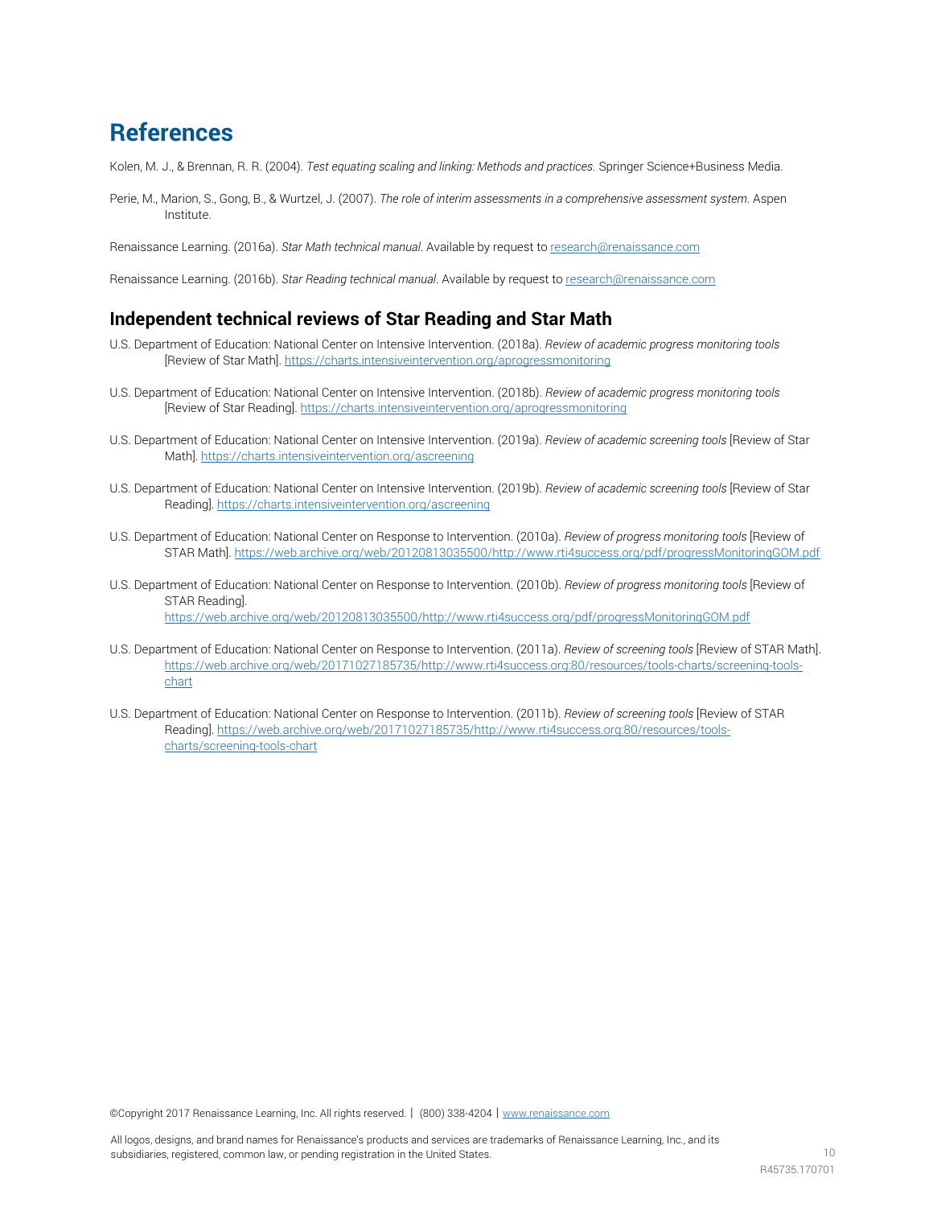# References

Kolen, M. J., & Brennan, R. R. (2004). *Test equating scaling and linking: Methods and practices*. Springer Science+Business Media.

Perie, M., Marion, S., Gong, B., & Wurtzel, J. (2007). *The role of interim assessments in a comprehensive assessment system*. Aspen Institute.

Renaissance Learning. (2016a). *Star Math technical manual*. Available by request to research@renaissance.com

Renaissance Learning. (2016b). *Star Reading technical manual*. Available by request to research@renaissance.com

## Independent technical reviews of Star Reading and Star Math

U.S. Department of Education: National Center on Intensive Intervention. (2018a). *Review of academic progress monitoring tools* [Review of Star Math]. https://charts.intensiveintervention.org/aprogressmonitoring

U.S. Department of Education: National Center on Intensive Intervention. (2018b). *Review of academic progress monitoring tools* [Review of Star Reading]. https://charts.intensiveintervention.org/aprogressmonitoring

U.S. Department of Education: National Center on Intensive Intervention. (2019a). *Review of academic screening tools* [Review of Star Math]. https://charts.intensiveintervention.org/ascreening

U.S. Department of Education: National Center on Intensive Intervention. (2019b). *Review of academic screening tools* [Review of Star Reading]. https://charts.intensiveintervention.org/ascreening

U.S. Department of Education: National Center on Response to Intervention. (2010a). *Review of progress monitoring tools* [Review of STAR Math]. https://web.archive.org/web/20120813035500/http://www.rti4success.org/pdf/progressMonitoringGOM.pdf

U.S. Department of Education: National Center on Response to Intervention. (2010b). *Review of progress monitoring tools* [Review of STAR Reading]. https://web.archive.org/web/20120813035500/http://www.rti4success.org/pdf/progressMonitoringGOM.pdf

U.S. Department of Education: National Center on Response to Intervention. (2011a). *Review of screening tools* [Review of STAR Math]. https://web.archive.org/web/20171027185735/http://www.rti4success.org:80/resources/tools-charts/screening-tools-chart

U.S. Department of Education: National Center on Response to Intervention. (2011b). *Review of screening tools* [Review of STAR Reading]. https://web.archive.org/web/20171027185735/http://www.rti4success.org:80/resources/tools-charts/screening-tools-chart

©Copyright 2017 Renaissance Learning, Inc. All rights reserved. | (800) 338-4204 | www.renaissance.com

All logos, designs, and brand names for Renaissance's products and services are trademarks of Renaissance Learning, Inc., and its subsidiaries, registered, common law, or pending registration in the United States.

R45735.170701